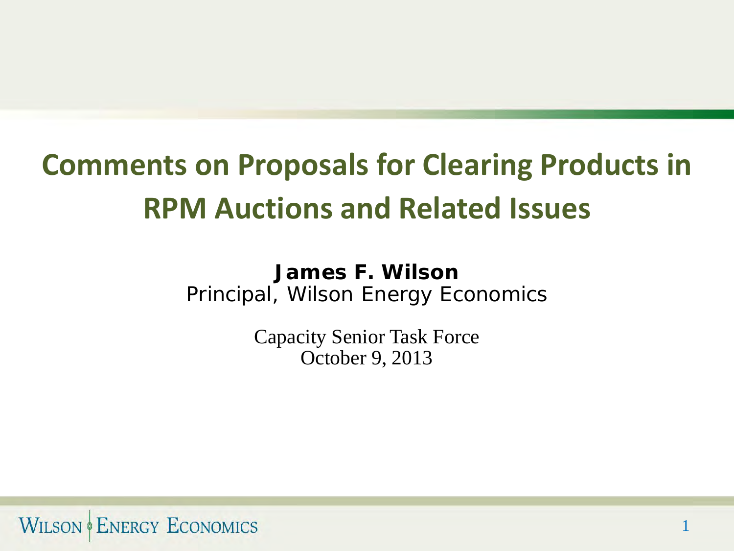# Comments on Proposals for Clearing Products in RPM Auctions and Related Issues

**James F. Wilson**
Principal, Wilson Energy Economics

Capacity Senior Task Force
October 9, 2013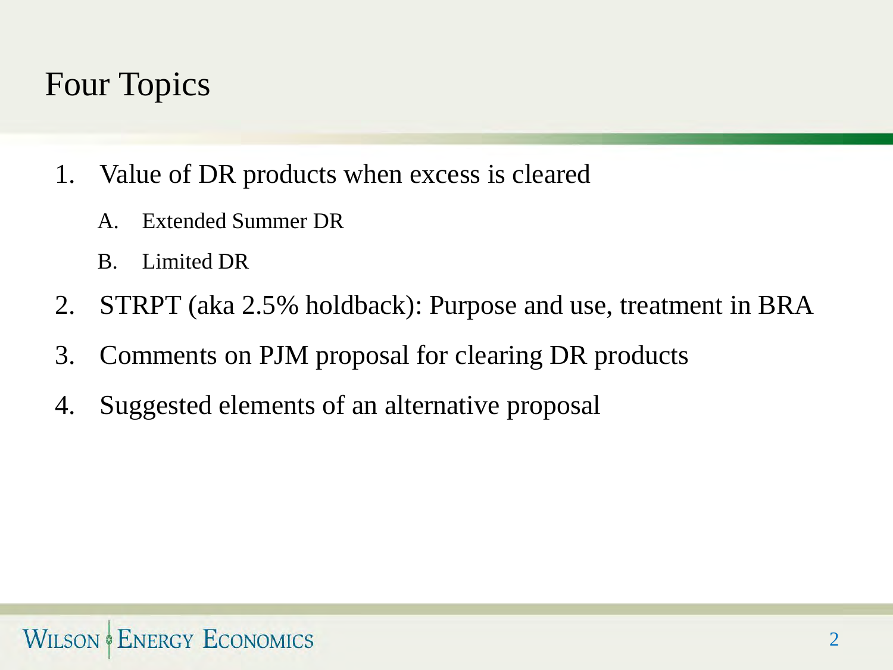# Four Topics

1. Value of DR products when excess is cleared
   A. Extended Summer DR
   B. Limited DR
2. STRPT (aka 2.5% holdback): Purpose and use, treatment in BRA
3. Comments on PJM proposal for clearing DR products
4. Suggested elements of an alternative proposal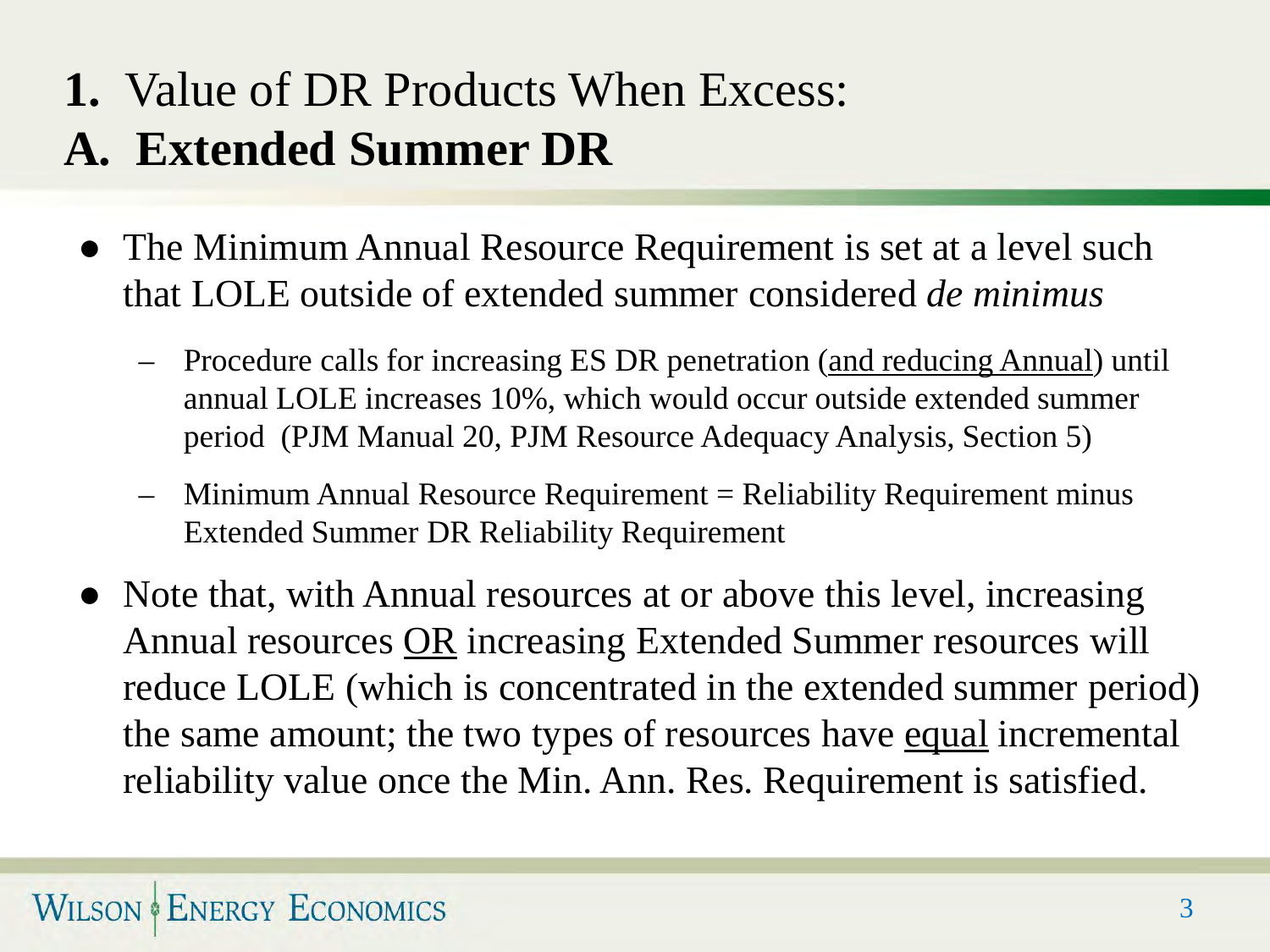# **1.** Value of DR Products When Excess:
# **A. Extended Summer DR**

- The Minimum Annual Resource Requirement is set at a level such that LOLE outside of extended summer considered *de minimus*
  - Procedure calls for increasing ES DR penetration (<u>and reducing Annual</u>) until annual LOLE increases 10%, which would occur outside extended summer period (PJM Manual 20, PJM Resource Adequacy Analysis, Section 5)
  - Minimum Annual Resource Requirement = Reliability Requirement minus Extended Summer DR Reliability Requirement
- Note that, with Annual resources at or above this level, increasing Annual resources <u>OR</u> increasing Extended Summer resources will reduce LOLE (which is concentrated in the extended summer period) the same amount; the two types of resources have <u>equal</u> incremental reliability value once the Min. Ann. Res. Requirement is satisfied.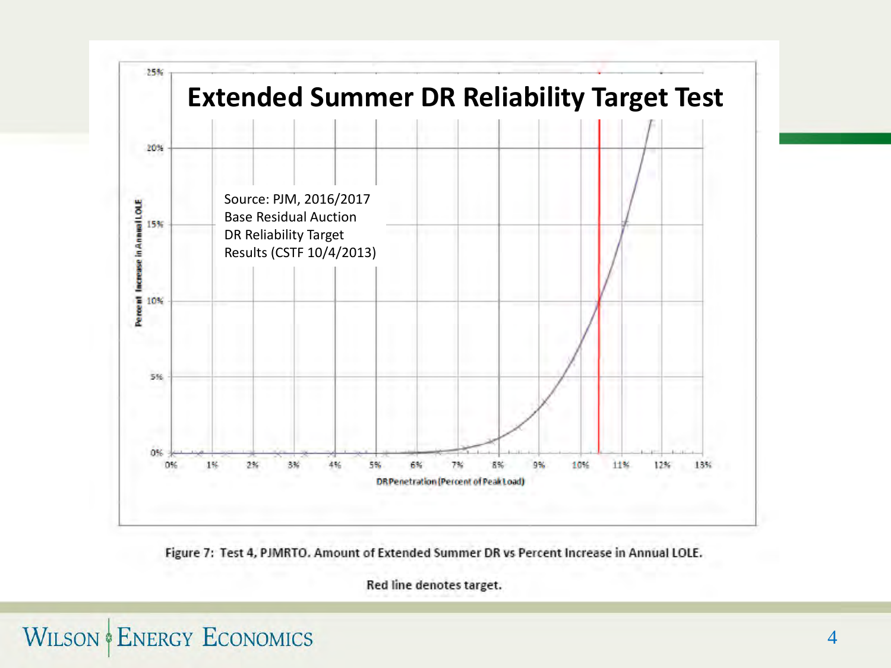# Extended Summer DR Reliability Target Test

Source: PJM, 2016/2017 Base Residual Auction DR Reliability Target Results (CSTF 10/4/2013)

Percent Increase in Annual LOLE

25%

20%

15%

10%

5%

0%

0% 1% 2% 3% 4% 5% 6% 7% 8% 9% 10% 11% 12% 13%

DR Penetration (Percent of Peak Load)

Figure 7: Test 4, PJMRTO. Amount of Extended Summer DR vs Percent Increase in Annual LOLE.

Red line denotes target.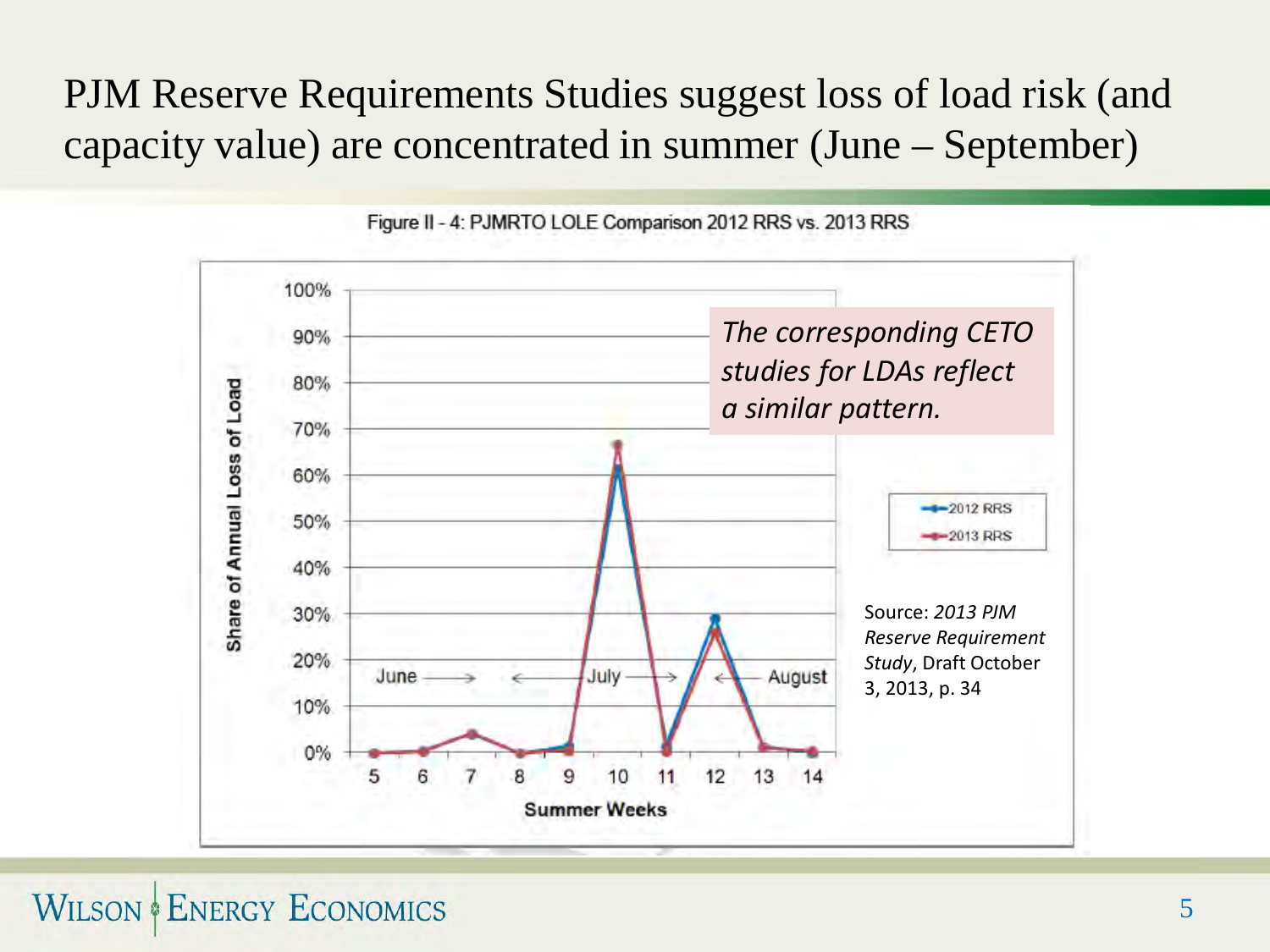# PJM Reserve Requirements Studies suggest loss of load risk (and capacity value) are concentrated in summer (June – September)

Figure II - 4: PJMRTO LOLE Comparison 2012 RRS vs. 2013 RRS

*The corresponding CETO studies for LDAs reflect a similar pattern.*

Source: *2013 PJM Reserve Requirement Study*, Draft October 3, 2013, p. 34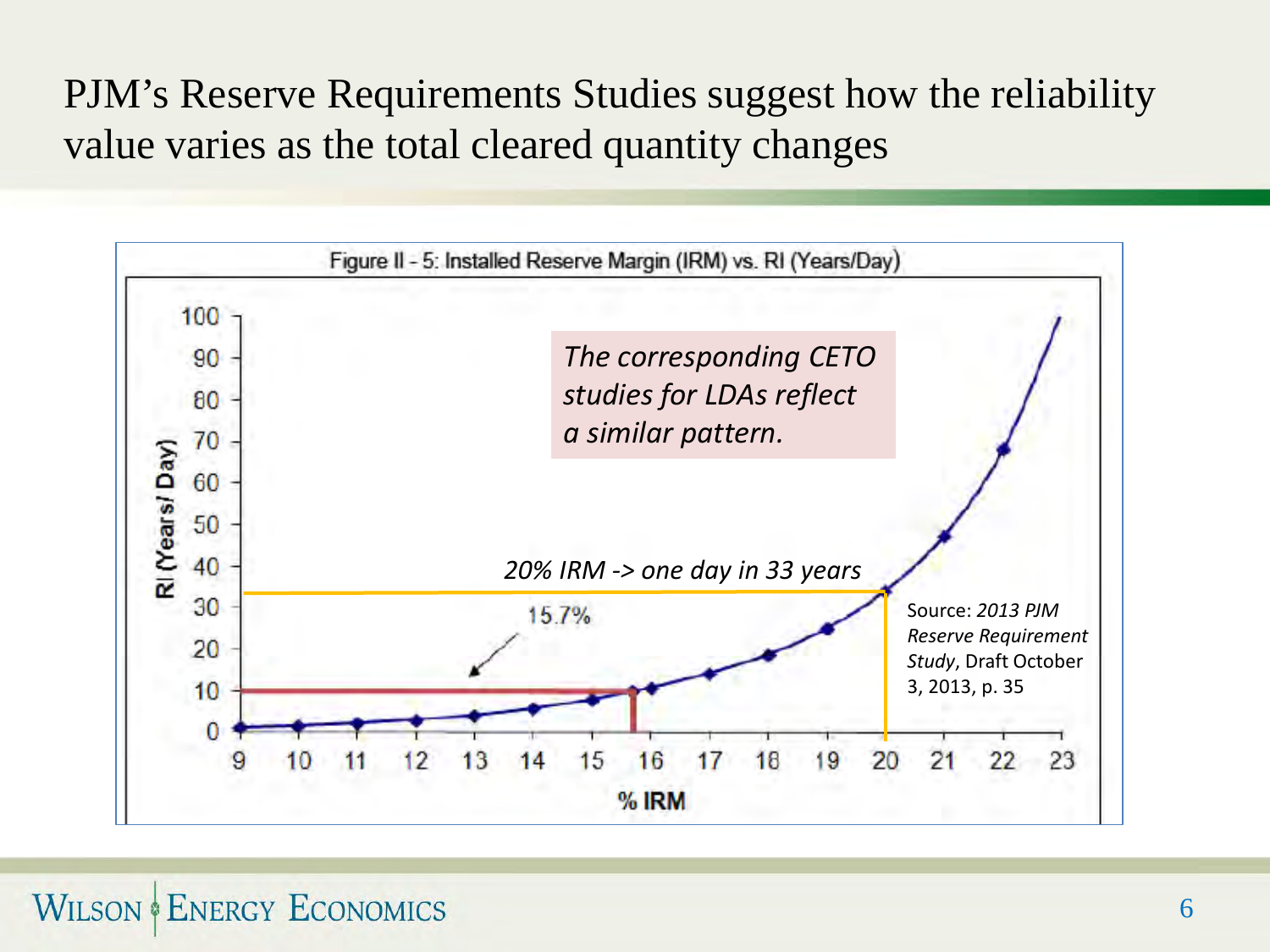# PJM's Reserve Requirements Studies suggest how the reliability value varies as the total cleared quantity changes

Figure II - 5: Installed Reserve Margin (IRM) vs. RI (Years/Day)

*The corresponding CETO studies for LDAs reflect a similar pattern.*

*20% IRM -> one day in 33 years*

15.7%

RI (Years/ Day)

% IRM

Source: *2013 PJM Reserve Requirement Study*, Draft October 3, 2013, p. 35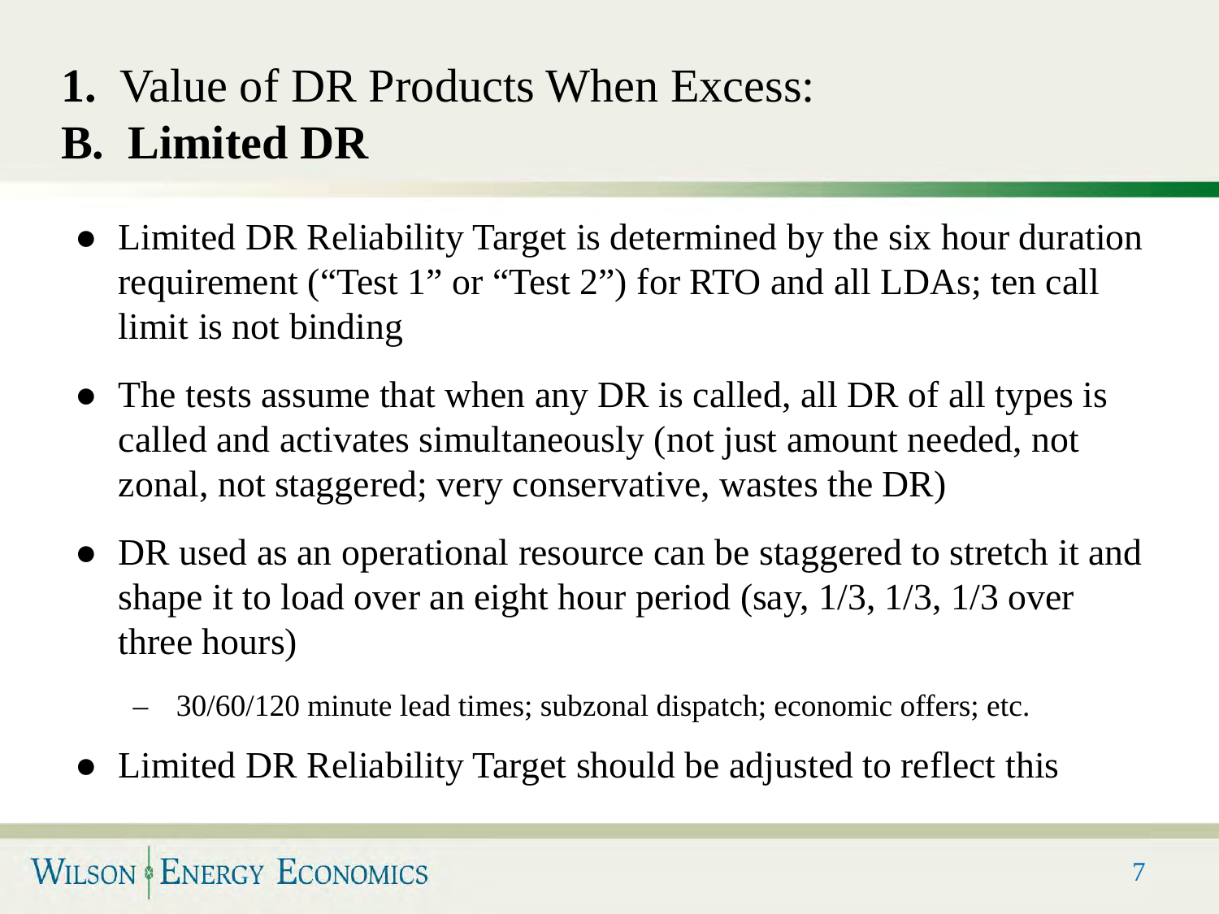# 1. Value of DR Products When Excess:
# B. Limited DR

- Limited DR Reliability Target is determined by the six hour duration requirement ("Test 1" or "Test 2") for RTO and all LDAs; ten call limit is not binding
- The tests assume that when any DR is called, all DR of all types is called and activates simultaneously (not just amount needed, not zonal, not staggered; very conservative, wastes the DR)
- DR used as an operational resource can be staggered to stretch it and shape it to load over an eight hour period (say, 1/3, 1/3, 1/3 over three hours)
  - 30/60/120 minute lead times; subzonal dispatch; economic offers; etc.
- Limited DR Reliability Target should be adjusted to reflect this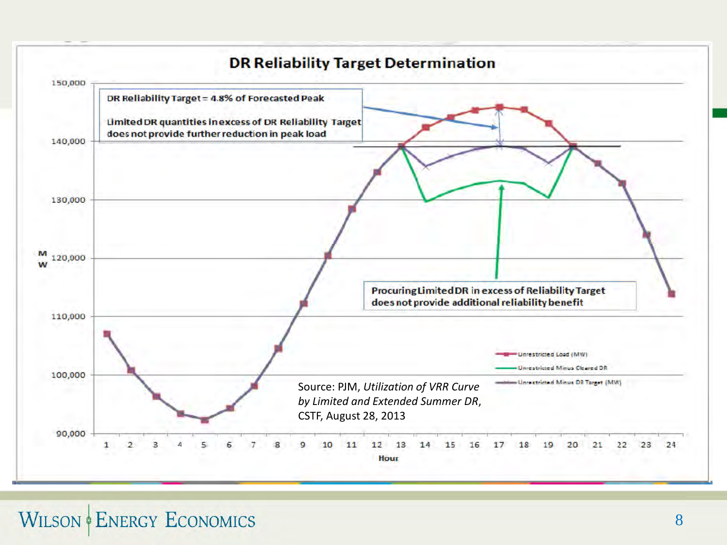## DR Reliability Target Determination

DR Reliability Target = 4.8% of Forecasted Peak

Limited DR quantities in excess of DR Reliability Target does not provide further reduction in peak load

Procuring Limited DR in excess of Reliability Target does not provide additional reliability benefit

- Unrestricted Load (MW)
- Unrestricted Minus Cleared DR
- Unrestricted Minus DR Target (MW)

Y-axis: MW (90,000 – 150,000)

X-axis: Hour (1 – 24)

Source: PJM, *Utilization of VRR Curve by Limited and Extended Summer DR*, CSTF, August 28, 2013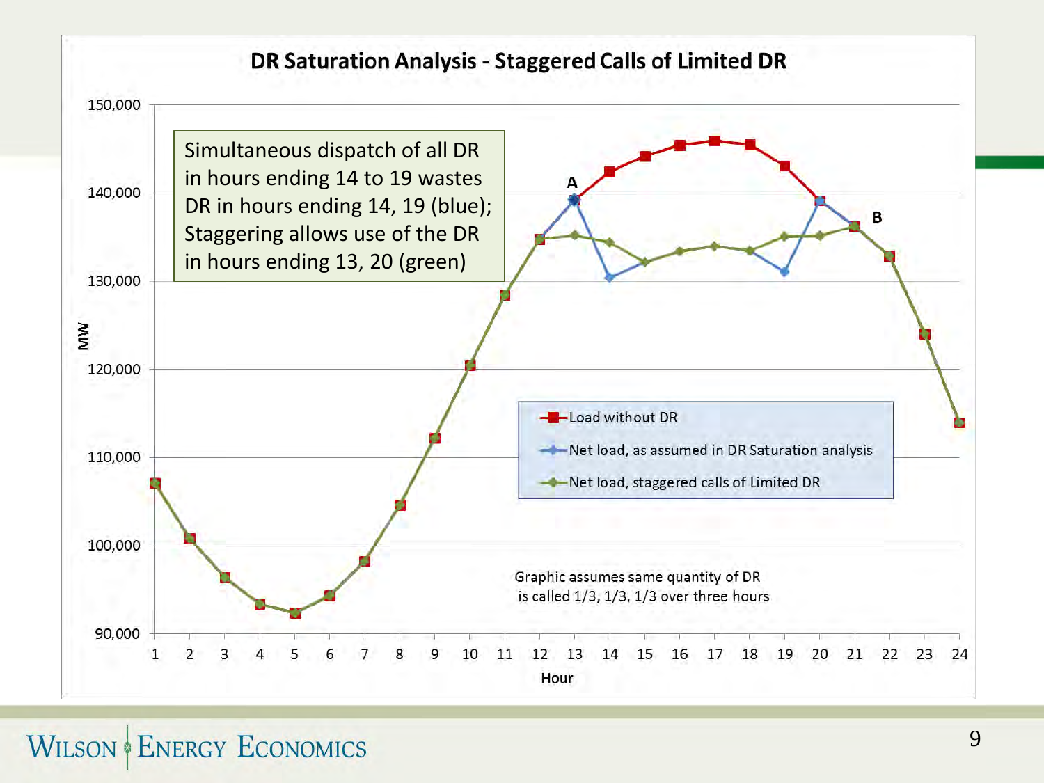# DR Saturation Analysis - Staggered Calls of Limited DR

Simultaneous dispatch of all DR in hours ending 14 to 19 wastes DR in hours ending 14, 19 (blue); Staggering allows use of the DR in hours ending 13, 20 (green)

- Load without DR
- Net load, as assumed in DR Saturation analysis
- Net load, staggered calls of Limited DR

Graphic assumes same quantity of DR is called 1/3, 1/3, 1/3 over three hours

MW (90,000 – 150,000) vs. Hour (1 – 24); points A (hour 13) and B (hour 21) marked.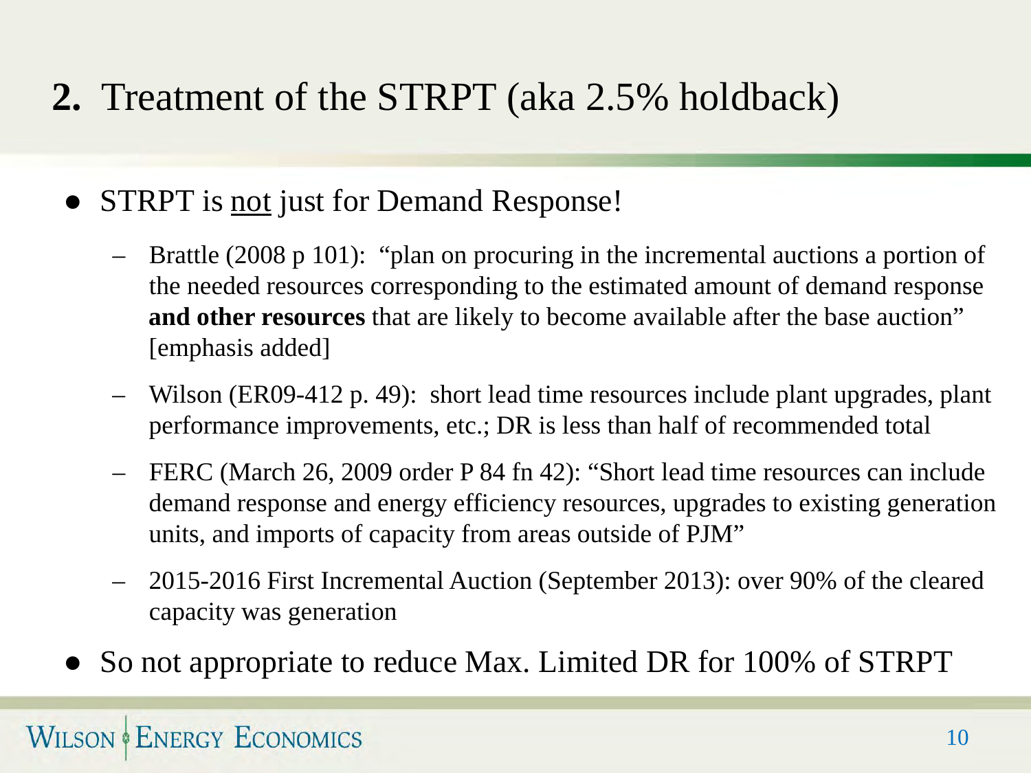## **2.** Treatment of the STRPT (aka 2.5% holdback)

- STRPT is <u>not</u> just for Demand Response!
  - Brattle (2008 p 101): "plan on procuring in the incremental auctions a portion of the needed resources corresponding to the estimated amount of demand response **and other resources** that are likely to become available after the base auction" [emphasis added]
  - Wilson (ER09-412 p. 49): short lead time resources include plant upgrades, plant performance improvements, etc.; DR is less than half of recommended total
  - FERC (March 26, 2009 order P 84 fn 42): "Short lead time resources can include demand response and energy efficiency resources, upgrades to existing generation units, and imports of capacity from areas outside of PJM"
  - 2015-2016 First Incremental Auction (September 2013): over 90% of the cleared capacity was generation
- So not appropriate to reduce Max. Limited DR for 100% of STRPT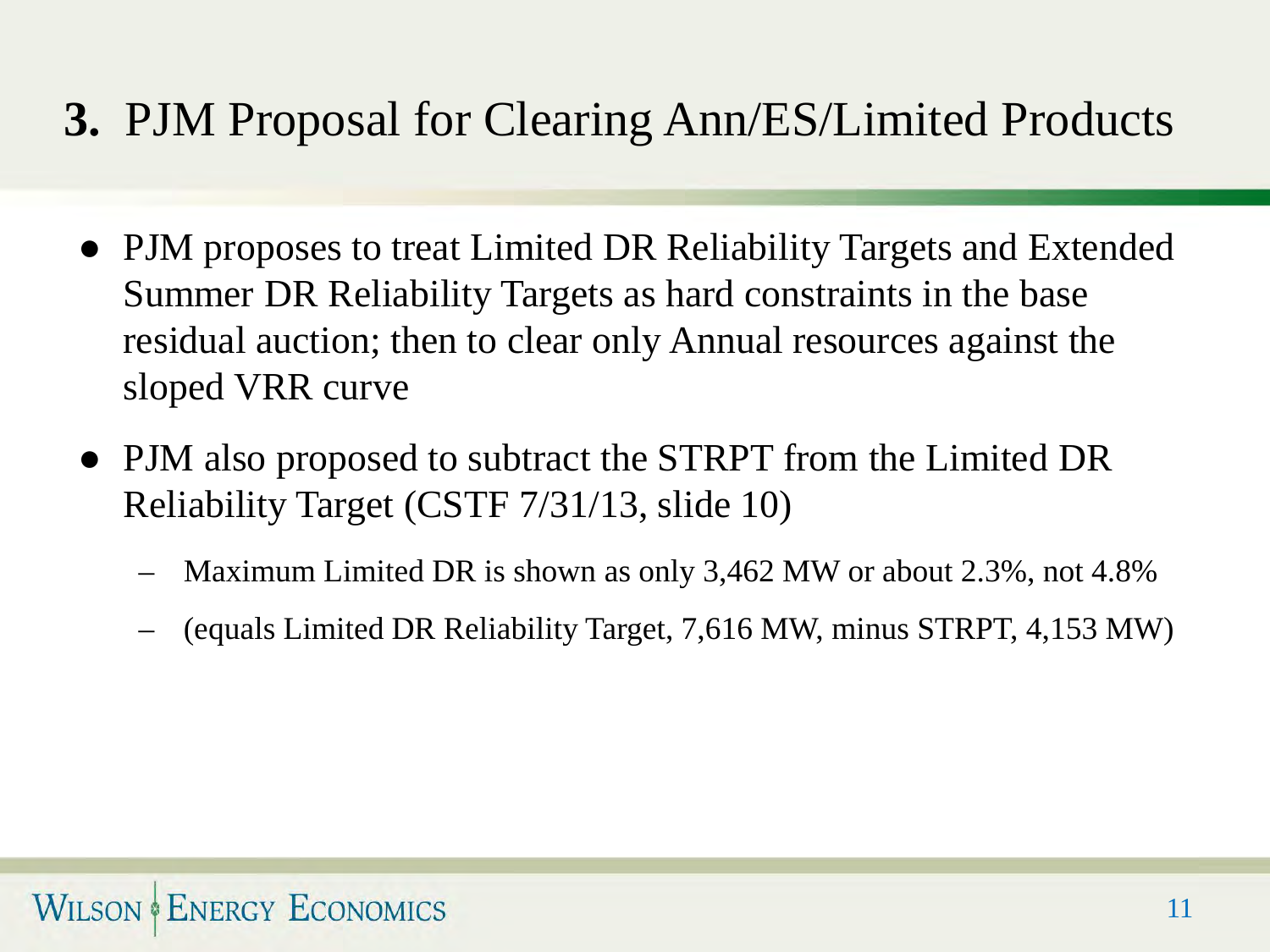# **3.** PJM Proposal for Clearing Ann/ES/Limited Products

- PJM proposes to treat Limited DR Reliability Targets and Extended Summer DR Reliability Targets as hard constraints in the base residual auction; then to clear only Annual resources against the sloped VRR curve
- PJM also proposed to subtract the STRPT from the Limited DR Reliability Target (CSTF 7/31/13, slide 10)
  - Maximum Limited DR is shown as only 3,462 MW or about 2.3%, not 4.8%
  - (equals Limited DR Reliability Target, 7,616 MW, minus STRPT, 4,153 MW)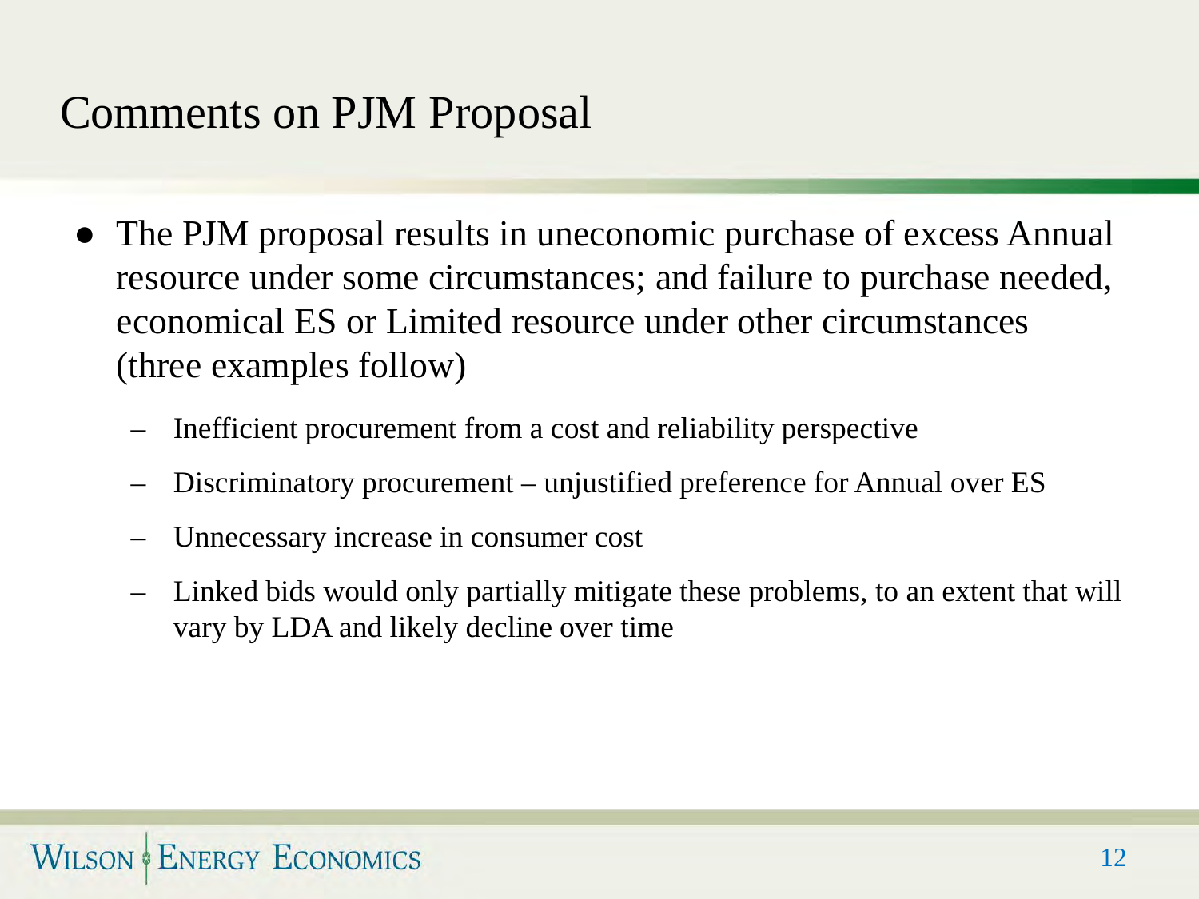# Comments on PJM Proposal

- The PJM proposal results in uneconomic purchase of excess Annual resource under some circumstances; and failure to purchase needed, economical ES or Limited resource under other circumstances (three examples follow)
  - Inefficient procurement from a cost and reliability perspective
  - Discriminatory procurement – unjustified preference for Annual over ES
  - Unnecessary increase in consumer cost
  - Linked bids would only partially mitigate these problems, to an extent that will vary by LDA and likely decline over time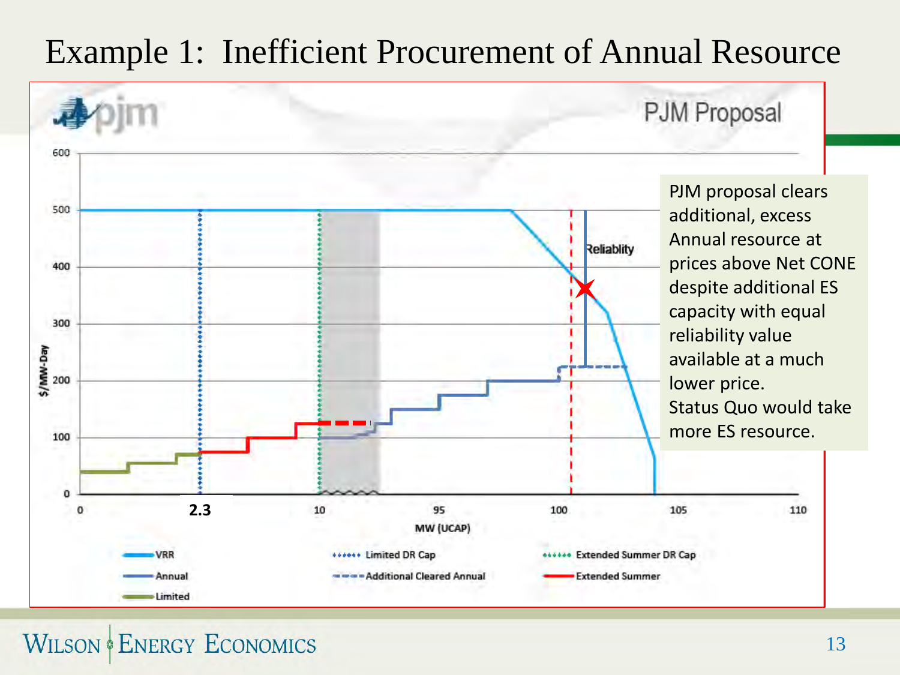# Example 1: Inefficient Procurement of Annual Resource

PJM Proposal

Reliablity

$/MW-Day

MW (UCAP)

0, 2.3, 10, 95, 100, 105, 110

0, 100, 200, 300, 400, 500, 600

VRR — Limited DR Cap — Extended Summer DR Cap — Annual — Additional Cleared Annual — Extended Summer — Limited

PJM proposal clears additional, excess Annual resource at prices above Net CONE despite additional ES capacity with equal reliability value available at a much lower price.
Status Quo would take more ES resource.

WILSON ENERGY ECONOMICS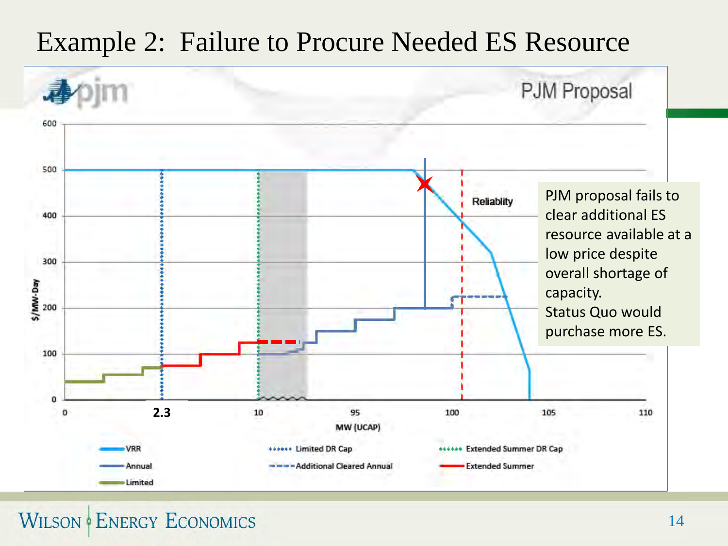# Example 2: Failure to Procure Needed ES Resource

PJM Proposal

$/MW-Day

Reliablity

MW (UCAP)

0 | 2.3 | 10 | 95 | 100 | 105 | 110

VRR | Limited DR Cap | Extended Summer DR Cap | Annual | Additional Cleared Annual | Extended Summer | Limited

PJM proposal fails to clear additional ES resource available at a low price despite overall shortage of capacity.
Status Quo would purchase more ES.

Wilson Energy Economics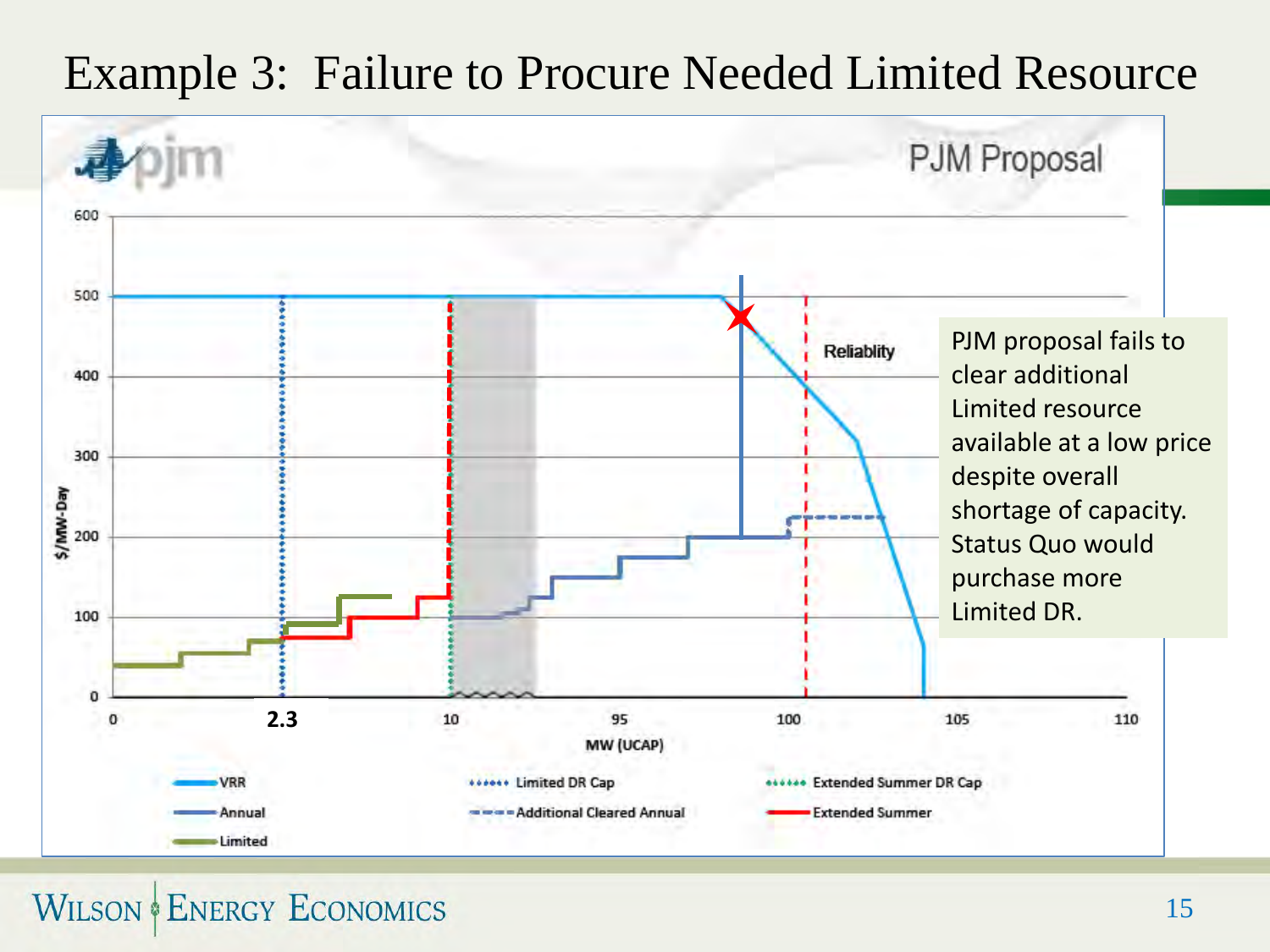# Example 3: Failure to Procure Needed Limited Resource

PJM Proposal

$/MW-Day: 0, 100, 200, 300, 400, 500, 600

MW (UCAP): 0, 2.3, 10, 95, 100, 105, 110

Reliablity

- VRR
- Annual
- Limited
- Limited DR Cap
- Additional Cleared Annual
- Extended Summer DR Cap
- Extended Summer

PJM proposal fails to clear additional Limited resource available at a low price despite overall shortage of capacity. Status Quo would purchase more Limited DR.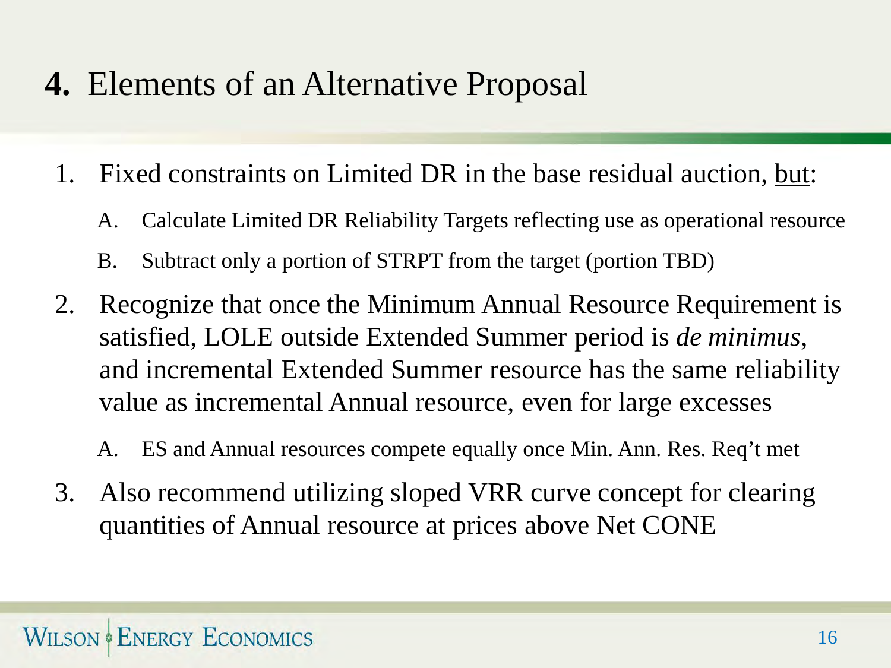# **4.** Elements of an Alternative Proposal

1. Fixed constraints on Limited DR in the base residual auction, <u>but</u>:
   - A. Calculate Limited DR Reliability Targets reflecting use as operational resource
   - B. Subtract only a portion of STRPT from the target (portion TBD)
2. Recognize that once the Minimum Annual Resource Requirement is satisfied, LOLE outside Extended Summer period is *de minimus*, and incremental Extended Summer resource has the same reliability value as incremental Annual resource, even for large excesses
   - A. ES and Annual resources compete equally once Min. Ann. Res. Req't met
3. Also recommend utilizing sloped VRR curve concept for clearing quantities of Annual resource at prices above Net CONE